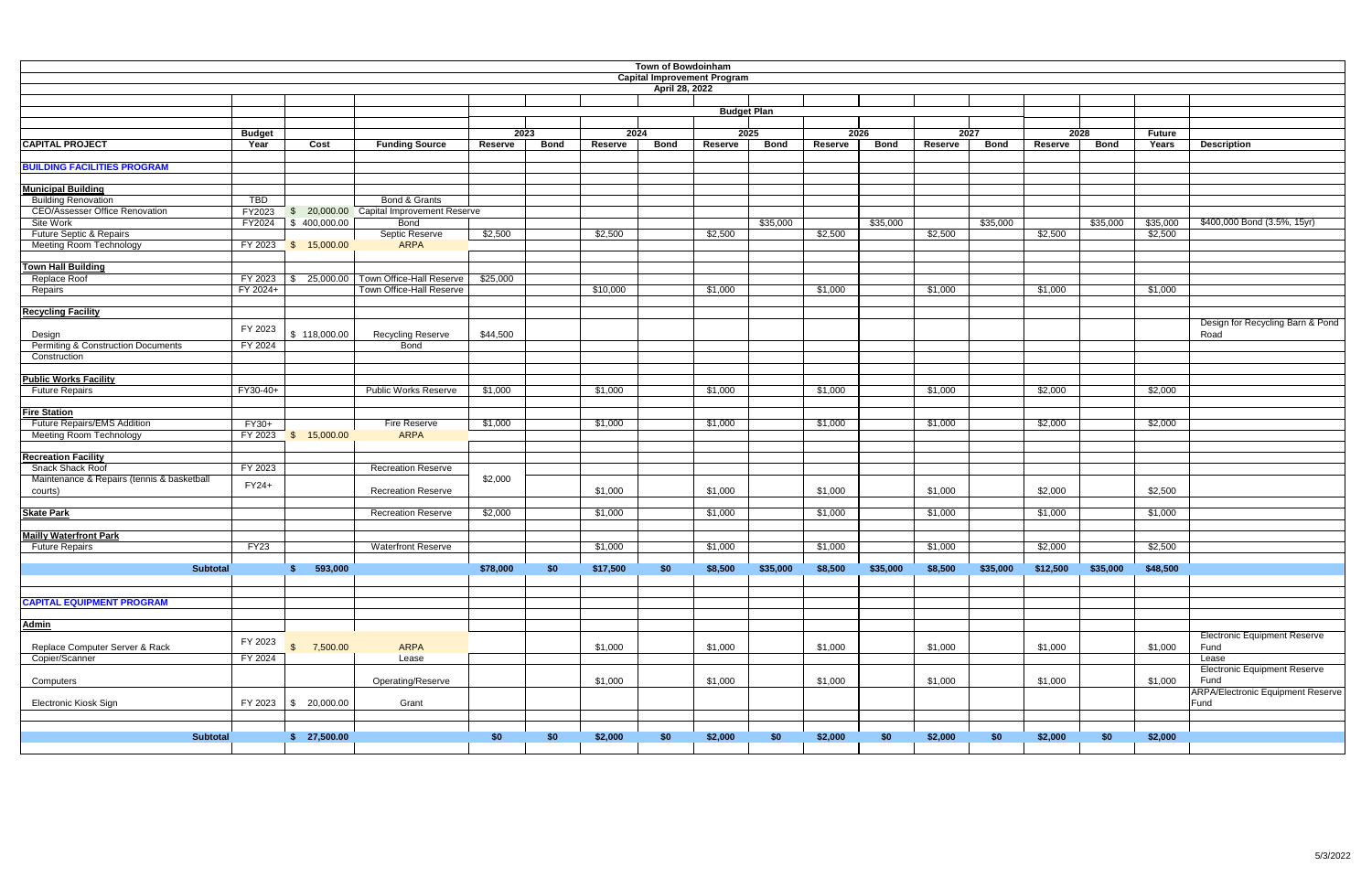# Town of Bowdoinham

## Capital Improvement Program

April 28, 2022

| CAPITAL PROJECT | Budget Year | Cost | Funding Source | 2023 Reserve | 2023 Bond | 2024 Reserve | 2024 Bond | 2025 Reserve | 2025 Bond | 2026 Reserve | 2026 Bond | 2027 Reserve | 2027 Bond | 2028 Reserve | 2028 Bond | Future Years | Description |
|---|---|---|---|---|---|---|---|---|---|---|---|---|---|---|---|---|---|
| **BUILDING FACILITIES PROGRAM** | | | | | | | | | | | | | | | | | |
| **Municipal Building** | | | | | | | | | | | | | | | | | |
| Building Renovation | TBD | | Bond & Grants | | | | | | | | | | | | | | |
| CEO/Assesser Office Renovation | FY2023 | $ 20,000.00 | Capital Improvement Reserve | | | | | | | | | | | | | | |
| Site Work | FY2024 | $ 400,000.00 | Bond | | | | | | $35,000 | | $35,000 | | $35,000 | | $35,000 | $35,000 | $400,000 Bond (3.5%, 15yr) |
| Future Septic & Repairs | | | Septic Reserve | $2,500 | | $2,500 | | $2,500 | | $2,500 | | $2,500 | | $2,500 | | $2,500 | |
| Meeting Room Technology | FY 2023 | $ 15,000.00 | ARPA | | | | | | | | | | | | | | |
| **Town Hall Building** | | | | | | | | | | | | | | | | | |
| Replace Roof | FY 2023 | $ 25,000.00 | Town Office-Hall Reserve | $25,000 | | | | | | | | | | | | | |
| Repairs | FY 2024+ | | Town Office-Hall Reserve | | | $10,000 | | $1,000 | | $1,000 | | $1,000 | | $1,000 | | $1,000 | |
| **Recycling Facility** | | | | | | | | | | | | | | | | | |
| Design | FY 2023 | $ 118,000.00 | Recycling Reserve | $44,500 | | | | | | | | | | | | | Design for Recycling Barn & Pond Road |
| Permiting & Construction Documents | FY 2024 | | Bond | | | | | | | | | | | | | | |
| Construction | | | | | | | | | | | | | | | | | |
| **Public Works Facility** | | | | | | | | | | | | | | | | | |
| Future Repairs | FY30-40+ | | Public Works Reserve | $1,000 | | $1,000 | | $1,000 | | $1,000 | | $1,000 | | $2,000 | | $2,000 | |
| **Fire Station** | | | | | | | | | | | | | | | | | |
| Future Repairs/EMS Addition | FY30+ | | Fire Reserve | $1,000 | | $1,000 | | $1,000 | | $1,000 | | $1,000 | | $2,000 | | $2,000 | |
| Meeting Room Technology | FY 2023 | $ 15,000.00 | ARPA | | | | | | | | | | | | | | |
| **Recreation Facility** | | | | | | | | | | | | | | | | | |
| Snack Shack Roof | FY 2023 | | Recreation Reserve | | | | | | | | | | | | | | |
| Maintenance & Repairs (tennis & basketball courts) | FY24+ | | Recreation Reserve | $2,000 | | $1,000 | | $1,000 | | $1,000 | | $1,000 | | $2,000 | | $2,500 | |
| **Skate Park** | | | Recreation Reserve | $2,000 | | $1,000 | | $1,000 | | $1,000 | | $1,000 | | $1,000 | | $1,000 | |
| **Mailly Waterfront Park** | | | | | | | | | | | | | | | | | |
| Future Repairs | FY23 | | Waterfront Reserve | | | $1,000 | | $1,000 | | $1,000 | | $1,000 | | $2,000 | | $2,500 | |
| **Subtotal** | | **$ 593,000** | | **$78,000** | **$0** | **$17,500** | **$0** | **$8,500** | **$35,000** | **$8,500** | **$35,000** | **$8,500** | **$35,000** | **$12,500** | **$35,000** | **$48,500** | |
| **CAPITAL EQUIPMENT PROGRAM** | | | | | | | | | | | | | | | | | |
| **Admin** | | | | | | | | | | | | | | | | | |
| Replace Computer Server & Rack | FY 2023 | $ 7,500.00 | ARPA | | | $1,000 | | $1,000 | | $1,000 | | $1,000 | | $1,000 | | $1,000 | Electronic Equipment Reserve Fund |
| Copier/Scanner | FY 2024 | | Lease | | | | | | | | | | | | | | Lease |
| Computers | | | Operating/Reserve | | | $1,000 | | $1,000 | | $1,000 | | $1,000 | | $1,000 | | $1,000 | Electronic Equipment Reserve Fund |
| Electronic Kiosk Sign | FY 2023 | $ 20,000.00 | Grant | | | | | | | | | | | | | | ARPA/Electronic Equipment Reserve Fund |
| **Subtotal** | | **$ 27,500.00** | | **$0** | **$0** | **$2,000** | **$0** | **$2,000** | **$0** | **$2,000** | **$0** | **$2,000** | **$0** | **$2,000** | **$0** | **$2,000** | |

5/3/2022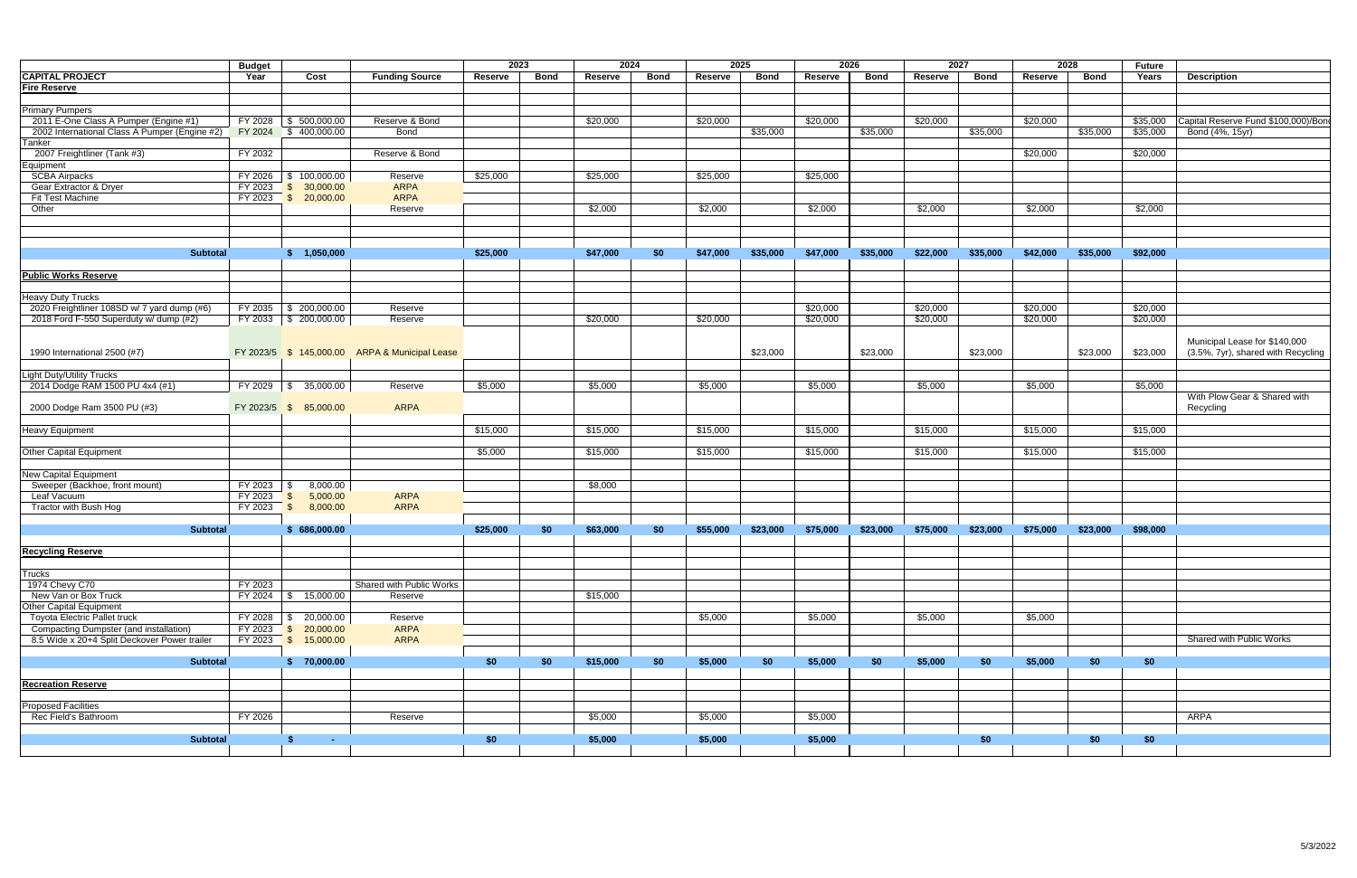| CAPITAL PROJECT | Budget Year | Cost | Funding Source | 2023 Reserve | 2023 Bond | 2024 Reserve | 2024 Bond | 2025 Reserve | 2025 Bond | 2026 Reserve | 2026 Bond | 2027 Reserve | 2027 Bond | 2028 Reserve | 2028 Bond | Future Years | Description |
|---|---|---|---|---|---|---|---|---|---|---|---|---|---|---|---|---|---|
| **Fire Reserve** | | | | | | | | | | | | | | | | | |
| Primary Pumpers | | | | | | | | | | | | | | | | | |
| 2011 E-One Class A Pumper (Engine #1) | FY 2028 | $ 500,000.00 | Reserve & Bond | | | $20,000 | | $20,000 | | $20,000 | | $20,000 | | $20,000 | | $35,000 | Capital Reserve Fund $100,000)/Bond |
| 2002 International Class A Pumper (Engine #2) | FY 2024 | $ 400,000.00 | Bond | | | | | | $35,000 | | $35,000 | | $35,000 | | $35,000 | $35,000 | Bond (4%, 15yr) |
| Tanker | | | | | | | | | | | | | | | | | |
| 2007 Freightliner (Tank #3) | FY 2032 | | Reserve & Bond | | | | | | | | | | | $20,000 | | $20,000 | |
| Equipment | | | | | | | | | | | | | | | | | |
| SCBA Airpacks | FY 2026 | $ 100,000.00 | Reserve | $25,000 | | $25,000 | | $25,000 | | $25,000 | | | | | | | |
| Gear Extractor & Dryer | FY 2023 | $ 30,000.00 | ARPA | | | | | | | | | | | | | | |
| Fit Test Machine | FY 2023 | $ 20,000.00 | ARPA | | | | | | | | | | | | | | |
| Other | | | Reserve | | | $2,000 | | $2,000 | | $2,000 | | $2,000 | | $2,000 | | $2,000 | |
| **Subtotal** | | **$ 1,050,000** | | **$25,000** | | **$47,000** | **$0** | **$47,000** | **$35,000** | **$47,000** | **$35,000** | **$22,000** | **$35,000** | **$42,000** | **$35,000** | **$92,000** | |
| **Public Works Reserve** | | | | | | | | | | | | | | | | | |
| Heavy Duty Trucks | | | | | | | | | | | | | | | | | |
| 2020 Freightliner 108SD w/ 7 yard dump (#6) | FY 2035 | $ 200,000.00 | Reserve | | | | | | | $20,000 | | $20,000 | | $20,000 | | $20,000 | |
| 2018 Ford F-550 Superduty w/ dump (#2) | FY 2033 | $ 200,000.00 | Reserve | | | $20,000 | | $20,000 | | $20,000 | | $20,000 | | $20,000 | | $20,000 | |
| 1990 International 2500 (#7) | FY 2023/5 | $ 145,000.00 | ARPA & Municipal Lease | | | | | | $23,000 | | $23,000 | | $23,000 | | $23,000 | $23,000 | Municipal Lease for $140,000 (3.5%, 7yr), shared with Recycling |
| Light Duty/Utility Trucks | | | | | | | | | | | | | | | | | |
| 2014 Dodge RAM 1500 PU 4x4 (#1) | FY 2029 | $ 35,000.00 | Reserve | $5,000 | | $5,000 | | $5,000 | | $5,000 | | $5,000 | | $5,000 | | $5,000 | |
| 2000 Dodge Ram 3500 PU (#3) | FY 2023/5 | $ 85,000.00 | ARPA | | | | | | | | | | | | | | With Plow Gear & Shared with Recycling |
| Heavy Equipment | | | | $15,000 | | $15,000 | | $15,000 | | $15,000 | | $15,000 | | $15,000 | | $15,000 | |
| Other Capital Equipment | | | | $5,000 | | $15,000 | | $15,000 | | $15,000 | | $15,000 | | $15,000 | | $15,000 | |
| New Capital Equipment | | | | | | | | | | | | | | | | | |
| Sweeper (Backhoe, front mount) | FY 2023 | $ 8,000.00 | | | | $8,000 | | | | | | | | | | | |
| Leaf Vacuum | FY 2023 | $ 5,000.00 | ARPA | | | | | | | | | | | | | | |
| Tractor with Bush Hog | FY 2023 | $ 8,000.00 | ARPA | | | | | | | | | | | | | | |
| **Subtotal** | | **$ 686,000.00** | | **$25,000** | **$0** | **$63,000** | **$0** | **$55,000** | **$23,000** | **$75,000** | **$23,000** | **$75,000** | **$23,000** | **$75,000** | **$23,000** | **$98,000** | |
| **Recycling Reserve** | | | | | | | | | | | | | | | | | |
| Trucks | | | | | | | | | | | | | | | | | |
| 1974 Chevy C70 | FY 2023 | | Shared with Public Works | | | | | | | | | | | | | | |
| New Van or Box Truck | FY 2024 | $ 15,000.00 | Reserve | | | $15,000 | | | | | | | | | | | |
| Other Capital Equipment | | | | | | | | | | | | | | | | | |
| Toyota Electric Pallet truck | FY 2028 | $ 20,000.00 | Reserve | | | | | $5,000 | | $5,000 | | $5,000 | | $5,000 | | | |
| Compacting Dumpster (and installation) | FY 2023 | $ 20,000.00 | ARPA | | | | | | | | | | | | | | |
| 8.5 Wide x 20+4 Split Deckover Power trailer | FY 2023 | $ 15,000.00 | ARPA | | | | | | | | | | | | | | Shared with Public Works |
| **Subtotal** | | **$ 70,000.00** | | **$0** | **$0** | **$15,000** | **$0** | **$5,000** | **$0** | **$5,000** | **$0** | **$5,000** | **$0** | **$5,000** | **$0** | **$0** | |
| **Recreation Reserve** | | | | | | | | | | | | | | | | | |
| Proposed Facilities | | | | | | | | | | | | | | | | | |
| Rec Field's Bathroom | FY 2026 | | Reserve | | | $5,000 | | $5,000 | | $5,000 | | | | | | | ARPA |
| **Subtotal** | | **$ -** | | **$0** | | **$5,000** | | **$5,000** | | **$5,000** | | | **$0** | | **$0** | **$0** | |

5/3/2022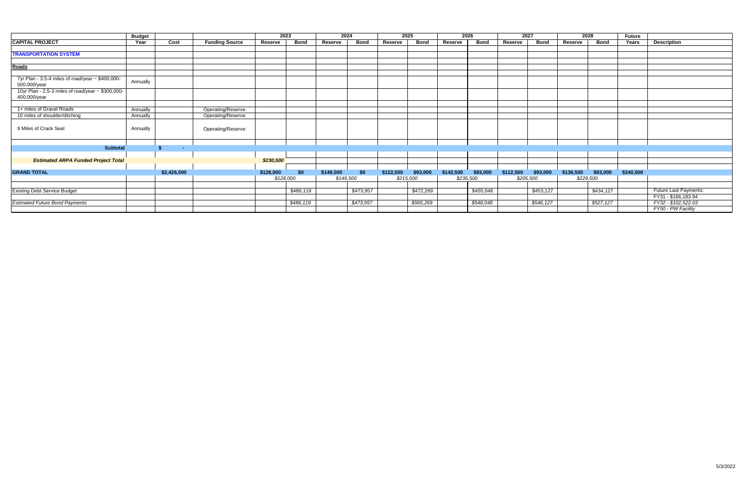| | Budget | | | 2023 | | 2024 | | 2025 | | 2026 | | 2027 | | 2028 | | Future | |
|---|---|---|---|---|---|---|---|---|---|---|---|---|---|---|---|---|---|
| **CAPITAL PROJECT** | **Year** | **Cost** | **Funding Source** | **Reserve** | **Bond** | **Reserve** | **Bond** | **Reserve** | **Bond** | **Reserve** | **Bond** | **Reserve** | **Bond** | **Reserve** | **Bond** | **Years** | **Description** |
| **TRANSPORTATION SYSTEM** | | | | | | | | | | | | | | | | | |
| **Roads** | | | | | | | | | | | | | | | | | |
| 7yr Plan - 3.5-4 miles of road/year ~ $400,000-500,000/year | Annually | | | | | | | | | | | | | | | | |
| 10yr Plan - 2.5-3 miles of road/year ~ $300,000-400,000/year | | | | | | | | | | | | | | | | | |
| 1+ miles of Gravel Roads | Annually | | Operating/Reserve | | | | | | | | | | | | | | |
| 10 miles of shoulder/ditching | Annually | | Operating/Reserve | | | | | | | | | | | | | | |
| 9 Miles of Crack Seal | Annually | | Operating/Reserve | | | | | | | | | | | | | | |
| **Subtotal** | | **$ -** | | | | | | | | | | | | | | | |
| ***Estimated ARPA Funded Project Total*** | | | | ***$230,500*** | | | | | | | | | | | | | |
| **GRAND TOTAL** | | **$2,426,500** | | **$128,000** | **$0** | **$149,500** | **$0** | **$122,500** | **$93,000** | **$142,500** | **$93,000** | **$112,500** | **$93,000** | **$136,500** | **$93,000** | **$240,500** | |
| | | | | *$128,000* | | *$149,500* | | *$215,500* | | *$235,500* | | *$205,500* | | *$229,500* | | | |
| Existing Debt Service Budget | | | | | $486,119 | | $473,957 | | $472,269 | | $455,048 | | $453,127 | | $434,127 | | Future Last Payments: |
| | | | | | | | | | | | | | | | | | FY31 - $166,183.94 |
| *Estimated Future Bond Payments* | | | | | *$486,119* | | *$473,957* | | *$565,269* | | *$548,048* | | *$546,127* | | *$527,127* | | *FY32 - $102,522.03* |
| | | | | | | | | | | | | | | | | | *FY50 - PW Facility* |

5/3/2022